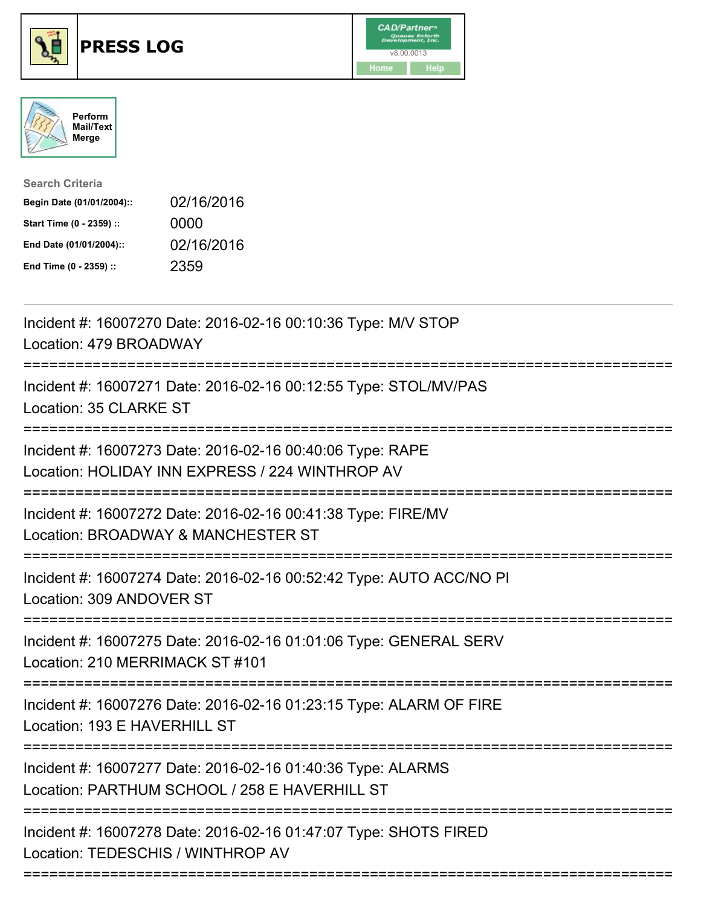# PRESS LOG

Perform Mail/Text Merge

Search Criteria

| | |
|---|---|
| **Begin Date (01/01/2004)::** | 02/16/2016 |
| **Start Time (0 - 2359) ::** | 0000 |
| **End Date (01/01/2004)::** | 02/16/2016 |
| **End Time (0 - 2359) ::** | 2359 |

---

Incident #: 16007270 Date: 2016-02-16 00:10:36 Type: M/V STOP
Location: 479 BROADWAY

===========================================================================

Incident #: 16007271 Date: 2016-02-16 00:12:55 Type: STOL/MV/PAS
Location: 35 CLARKE ST

===========================================================================

Incident #: 16007273 Date: 2016-02-16 00:40:06 Type: RAPE
Location: HOLIDAY INN EXPRESS / 224 WINTHROP AV

===========================================================================

Incident #: 16007272 Date: 2016-02-16 00:41:38 Type: FIRE/MV
Location: BROADWAY & MANCHESTER ST

===========================================================================

Incident #: 16007274 Date: 2016-02-16 00:52:42 Type: AUTO ACC/NO PI
Location: 309 ANDOVER ST

===========================================================================

Incident #: 16007275 Date: 2016-02-16 01:01:06 Type: GENERAL SERV
Location: 210 MERRIMACK ST #101

===========================================================================

Incident #: 16007276 Date: 2016-02-16 01:23:15 Type: ALARM OF FIRE
Location: 193 E HAVERHILL ST

===========================================================================

Incident #: 16007277 Date: 2016-02-16 01:40:36 Type: ALARMS
Location: PARTHUM SCHOOL / 258 E HAVERHILL ST

===========================================================================

Incident #: 16007278 Date: 2016-02-16 01:47:07 Type: SHOTS FIRED
Location: TEDESCHIS / WINTHROP AV

===========================================================================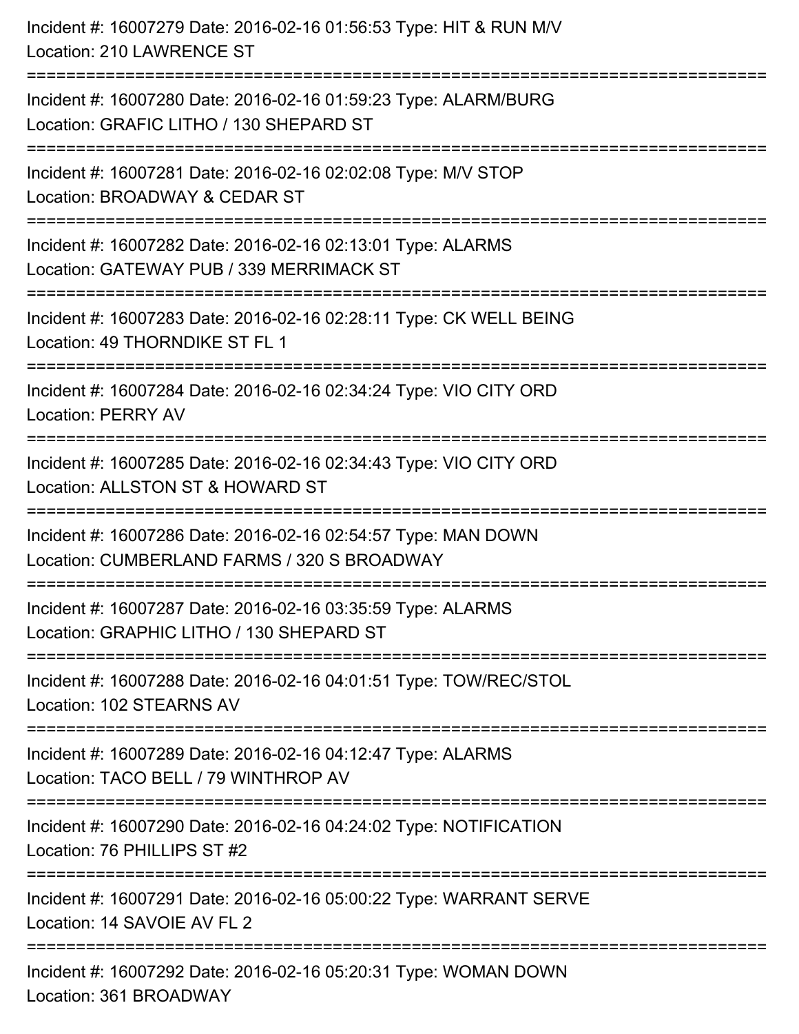Incident #: 16007279 Date: 2016-02-16 01:56:53 Type: HIT & RUN M/V
Location: 210 LAWRENCE ST

===========================================================================

Incident #: 16007280 Date: 2016-02-16 01:59:23 Type: ALARM/BURG
Location: GRAFIC LITHO / 130 SHEPARD ST

===========================================================================

Incident #: 16007281 Date: 2016-02-16 02:02:08 Type: M/V STOP
Location: BROADWAY & CEDAR ST

===========================================================================

Incident #: 16007282 Date: 2016-02-16 02:13:01 Type: ALARMS
Location: GATEWAY PUB / 339 MERRIMACK ST

===========================================================================

Incident #: 16007283 Date: 2016-02-16 02:28:11 Type: CK WELL BEING
Location: 49 THORNDIKE ST FL 1

===========================================================================

Incident #: 16007284 Date: 2016-02-16 02:34:24 Type: VIO CITY ORD
Location: PERRY AV

===========================================================================

Incident #: 16007285 Date: 2016-02-16 02:34:43 Type: VIO CITY ORD
Location: ALLSTON ST & HOWARD ST

===========================================================================

Incident #: 16007286 Date: 2016-02-16 02:54:57 Type: MAN DOWN
Location: CUMBERLAND FARMS / 320 S BROADWAY

===========================================================================

Incident #: 16007287 Date: 2016-02-16 03:35:59 Type: ALARMS
Location: GRAPHIC LITHO / 130 SHEPARD ST

===========================================================================

Incident #: 16007288 Date: 2016-02-16 04:01:51 Type: TOW/REC/STOL
Location: 102 STEARNS AV

===========================================================================

Incident #: 16007289 Date: 2016-02-16 04:12:47 Type: ALARMS
Location: TACO BELL / 79 WINTHROP AV

===========================================================================

Incident #: 16007290 Date: 2016-02-16 04:24:02 Type: NOTIFICATION
Location: 76 PHILLIPS ST #2

===========================================================================

Incident #: 16007291 Date: 2016-02-16 05:00:22 Type: WARRANT SERVE
Location: 14 SAVOIE AV FL 2

===========================================================================

Incident #: 16007292 Date: 2016-02-16 05:20:31 Type: WOMAN DOWN
Location: 361 BROADWAY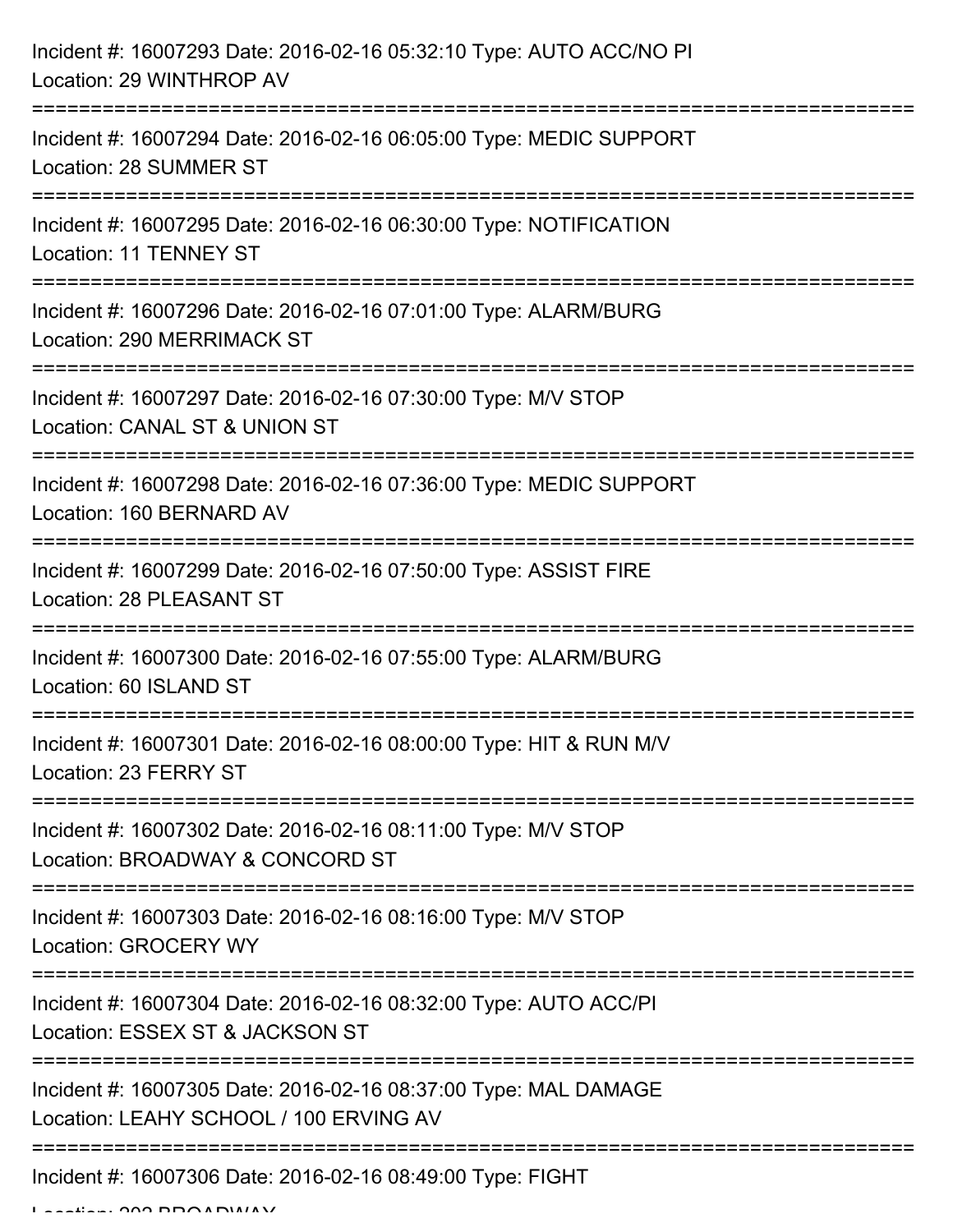Incident #: 16007293 Date: 2016-02-16 05:32:10 Type: AUTO ACC/NO PI
Location: 29 WINTHROP AV

===========================================================================

Incident #: 16007294 Date: 2016-02-16 06:05:00 Type: MEDIC SUPPORT
Location: 28 SUMMER ST

===========================================================================

Incident #: 16007295 Date: 2016-02-16 06:30:00 Type: NOTIFICATION
Location: 11 TENNEY ST

===========================================================================

Incident #: 16007296 Date: 2016-02-16 07:01:00 Type: ALARM/BURG
Location: 290 MERRIMACK ST

===========================================================================

Incident #: 16007297 Date: 2016-02-16 07:30:00 Type: M/V STOP
Location: CANAL ST & UNION ST

===========================================================================

Incident #: 16007298 Date: 2016-02-16 07:36:00 Type: MEDIC SUPPORT
Location: 160 BERNARD AV

===========================================================================

Incident #: 16007299 Date: 2016-02-16 07:50:00 Type: ASSIST FIRE
Location: 28 PLEASANT ST

===========================================================================

Incident #: 16007300 Date: 2016-02-16 07:55:00 Type: ALARM/BURG
Location: 60 ISLAND ST

===========================================================================

Incident #: 16007301 Date: 2016-02-16 08:00:00 Type: HIT & RUN M/V
Location: 23 FERRY ST

===========================================================================

Incident #: 16007302 Date: 2016-02-16 08:11:00 Type: M/V STOP
Location: BROADWAY & CONCORD ST

===========================================================================

Incident #: 16007303 Date: 2016-02-16 08:16:00 Type: M/V STOP
Location: GROCERY WY

===========================================================================

Incident #: 16007304 Date: 2016-02-16 08:32:00 Type: AUTO ACC/PI
Location: ESSEX ST & JACKSON ST

===========================================================================

Incident #: 16007305 Date: 2016-02-16 08:37:00 Type: MAL DAMAGE
Location: LEAHY SCHOOL / 100 ERVING AV

===========================================================================

Incident #: 16007306 Date: 2016-02-16 08:49:00 Type: FIGHT
Location: 202 BROADWAY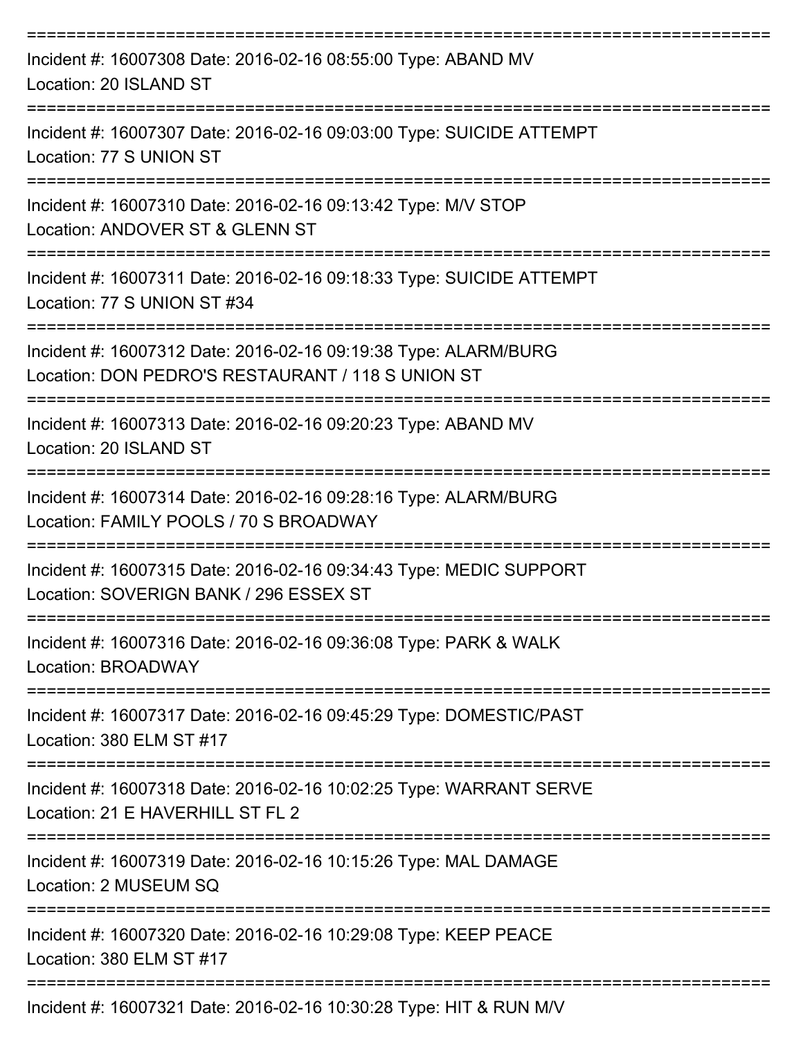===========================================================================
Incident #: 16007308 Date: 2016-02-16 08:55:00 Type: ABAND MV
Location: 20 ISLAND ST
===========================================================================
Incident #: 16007307 Date: 2016-02-16 09:03:00 Type: SUICIDE ATTEMPT
Location: 77 S UNION ST
===========================================================================
Incident #: 16007310 Date: 2016-02-16 09:13:42 Type: M/V STOP
Location: ANDOVER ST & GLENN ST
===========================================================================
Incident #: 16007311 Date: 2016-02-16 09:18:33 Type: SUICIDE ATTEMPT
Location: 77 S UNION ST #34
===========================================================================
Incident #: 16007312 Date: 2016-02-16 09:19:38 Type: ALARM/BURG
Location: DON PEDRO'S RESTAURANT / 118 S UNION ST
===========================================================================
Incident #: 16007313 Date: 2016-02-16 09:20:23 Type: ABAND MV
Location: 20 ISLAND ST
===========================================================================
Incident #: 16007314 Date: 2016-02-16 09:28:16 Type: ALARM/BURG
Location: FAMILY POOLS / 70 S BROADWAY
===========================================================================
Incident #: 16007315 Date: 2016-02-16 09:34:43 Type: MEDIC SUPPORT
Location: SOVERIGN BANK / 296 ESSEX ST
===========================================================================
Incident #: 16007316 Date: 2016-02-16 09:36:08 Type: PARK & WALK
Location: BROADWAY
===========================================================================
Incident #: 16007317 Date: 2016-02-16 09:45:29 Type: DOMESTIC/PAST
Location: 380 ELM ST #17
===========================================================================
Incident #: 16007318 Date: 2016-02-16 10:02:25 Type: WARRANT SERVE
Location: 21 E HAVERHILL ST FL 2
===========================================================================
Incident #: 16007319 Date: 2016-02-16 10:15:26 Type: MAL DAMAGE
Location: 2 MUSEUM SQ
===========================================================================
Incident #: 16007320 Date: 2016-02-16 10:29:08 Type: KEEP PEACE
Location: 380 ELM ST #17
===========================================================================
Incident #: 16007321 Date: 2016-02-16 10:30:28 Type: HIT & RUN M/V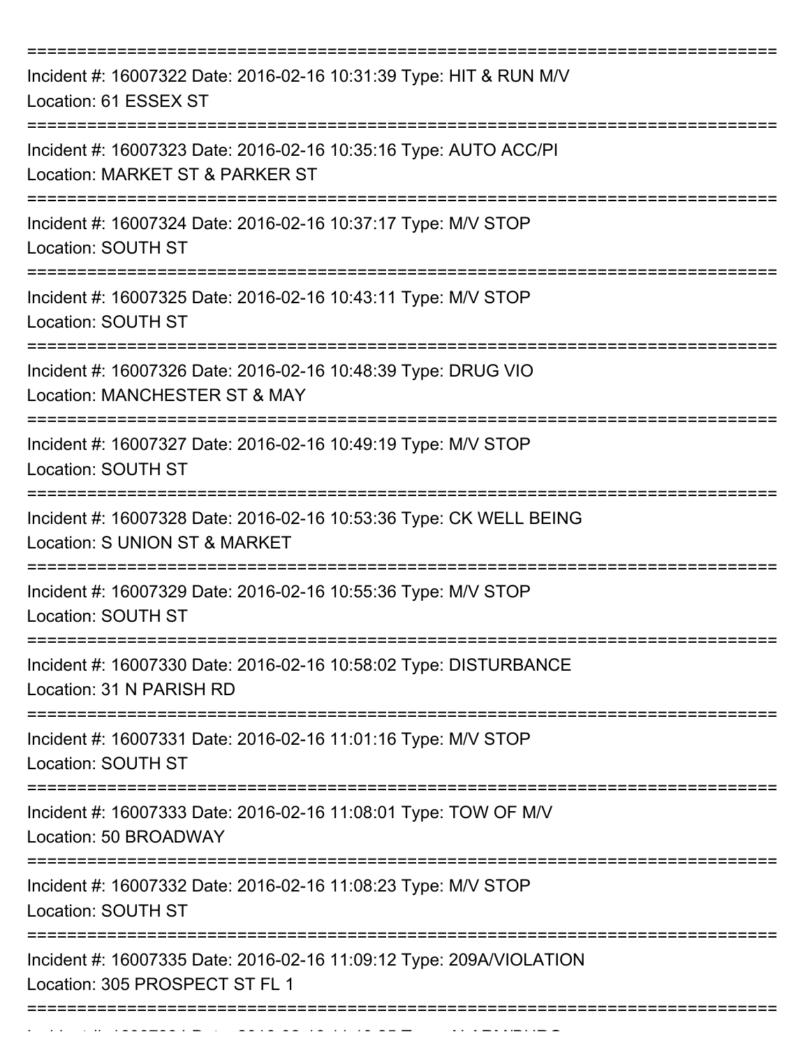Incident #: 16007322 Date: 2016-02-16 10:31:39 Type: HIT & RUN M/V
Location: 61 ESSEX ST

Incident #: 16007323 Date: 2016-02-16 10:35:16 Type: AUTO ACC/PI
Location: MARKET ST & PARKER ST

Incident #: 16007324 Date: 2016-02-16 10:37:17 Type: M/V STOP
Location: SOUTH ST

Incident #: 16007325 Date: 2016-02-16 10:43:11 Type: M/V STOP
Location: SOUTH ST

Incident #: 16007326 Date: 2016-02-16 10:48:39 Type: DRUG VIO
Location: MANCHESTER ST & MAY

Incident #: 16007327 Date: 2016-02-16 10:49:19 Type: M/V STOP
Location: SOUTH ST

Incident #: 16007328 Date: 2016-02-16 10:53:36 Type: CK WELL BEING
Location: S UNION ST & MARKET

Incident #: 16007329 Date: 2016-02-16 10:55:36 Type: M/V STOP
Location: SOUTH ST

Incident #: 16007330 Date: 2016-02-16 10:58:02 Type: DISTURBANCE
Location: 31 N PARISH RD

Incident #: 16007331 Date: 2016-02-16 11:01:16 Type: M/V STOP
Location: SOUTH ST

Incident #: 16007333 Date: 2016-02-16 11:08:01 Type: TOW OF M/V
Location: 50 BROADWAY

Incident #: 16007332 Date: 2016-02-16 11:08:23 Type: M/V STOP
Location: SOUTH ST

Incident #: 16007335 Date: 2016-02-16 11:09:12 Type: 209A/VIOLATION
Location: 305 PROSPECT ST FL 1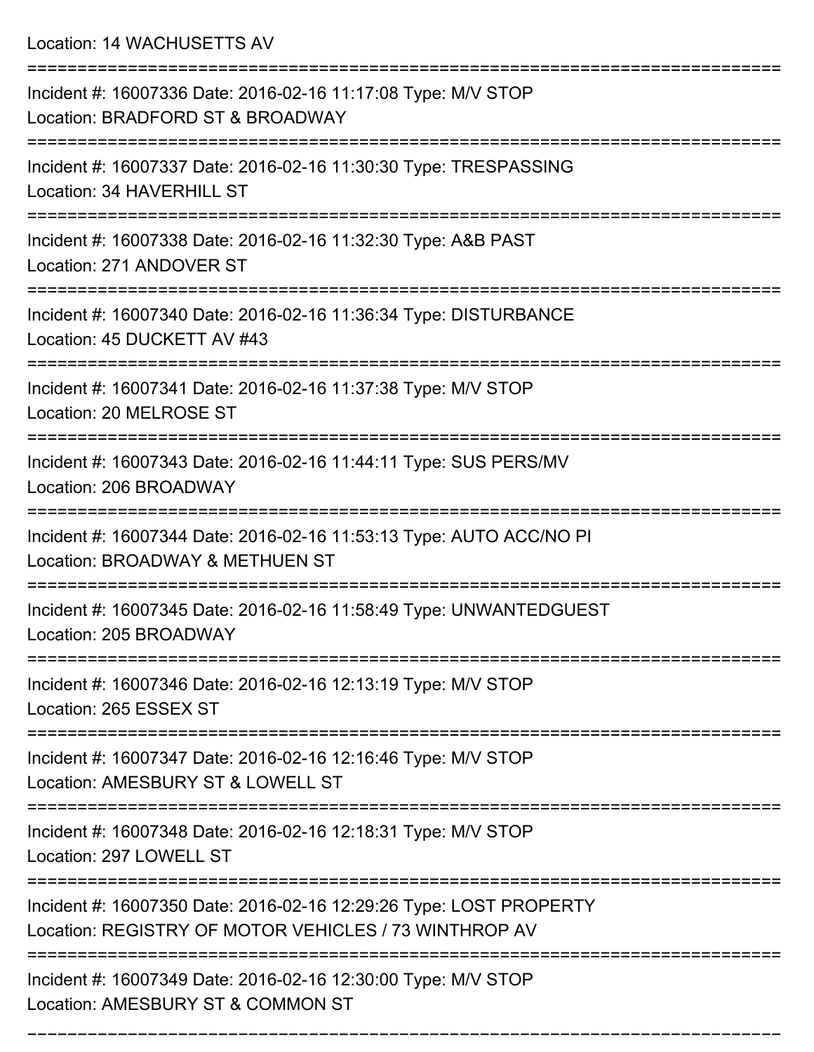Location: 14 WACHUSETTS AV

===========================================================================

Incident #: 16007336 Date: 2016-02-16 11:17:08 Type: M/V STOP
Location: BRADFORD ST & BROADWAY

===========================================================================

Incident #: 16007337 Date: 2016-02-16 11:30:30 Type: TRESPASSING
Location: 34 HAVERHILL ST

===========================================================================

Incident #: 16007338 Date: 2016-02-16 11:32:30 Type: A&B PAST
Location: 271 ANDOVER ST

===========================================================================

Incident #: 16007340 Date: 2016-02-16 11:36:34 Type: DISTURBANCE
Location: 45 DUCKETT AV #43

===========================================================================

Incident #: 16007341 Date: 2016-02-16 11:37:38 Type: M/V STOP
Location: 20 MELROSE ST

===========================================================================

Incident #: 16007343 Date: 2016-02-16 11:44:11 Type: SUS PERS/MV
Location: 206 BROADWAY

===========================================================================

Incident #: 16007344 Date: 2016-02-16 11:53:13 Type: AUTO ACC/NO PI
Location: BROADWAY & METHUEN ST

===========================================================================

Incident #: 16007345 Date: 2016-02-16 11:58:49 Type: UNWANTEDGUEST
Location: 205 BROADWAY

===========================================================================

Incident #: 16007346 Date: 2016-02-16 12:13:19 Type: M/V STOP
Location: 265 ESSEX ST

===========================================================================

Incident #: 16007347 Date: 2016-02-16 12:16:46 Type: M/V STOP
Location: AMESBURY ST & LOWELL ST

===========================================================================

Incident #: 16007348 Date: 2016-02-16 12:18:31 Type: M/V STOP
Location: 297 LOWELL ST

===========================================================================

Incident #: 16007350 Date: 2016-02-16 12:29:26 Type: LOST PROPERTY
Location: REGISTRY OF MOTOR VEHICLES / 73 WINTHROP AV

===========================================================================

Incident #: 16007349 Date: 2016-02-16 12:30:00 Type: M/V STOP
Location: AMESBURY ST & COMMON ST

===========================================================================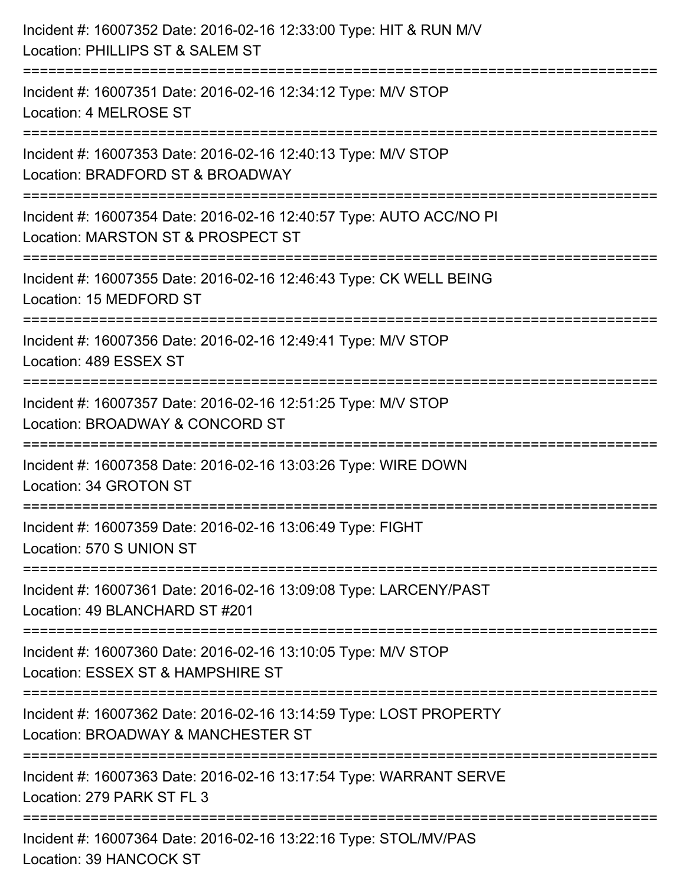Incident #: 16007352 Date: 2016-02-16 12:33:00 Type: HIT & RUN M/V
Location: PHILLIPS ST & SALEM ST

===========================================================================

Incident #: 16007351 Date: 2016-02-16 12:34:12 Type: M/V STOP
Location: 4 MELROSE ST

===========================================================================

Incident #: 16007353 Date: 2016-02-16 12:40:13 Type: M/V STOP
Location: BRADFORD ST & BROADWAY

===========================================================================

Incident #: 16007354 Date: 2016-02-16 12:40:57 Type: AUTO ACC/NO PI
Location: MARSTON ST & PROSPECT ST

===========================================================================

Incident #: 16007355 Date: 2016-02-16 12:46:43 Type: CK WELL BEING
Location: 15 MEDFORD ST

===========================================================================

Incident #: 16007356 Date: 2016-02-16 12:49:41 Type: M/V STOP
Location: 489 ESSEX ST

===========================================================================

Incident #: 16007357 Date: 2016-02-16 12:51:25 Type: M/V STOP
Location: BROADWAY & CONCORD ST

===========================================================================

Incident #: 16007358 Date: 2016-02-16 13:03:26 Type: WIRE DOWN
Location: 34 GROTON ST

===========================================================================

Incident #: 16007359 Date: 2016-02-16 13:06:49 Type: FIGHT
Location: 570 S UNION ST

===========================================================================

Incident #: 16007361 Date: 2016-02-16 13:09:08 Type: LARCENY/PAST
Location: 49 BLANCHARD ST #201

===========================================================================

Incident #: 16007360 Date: 2016-02-16 13:10:05 Type: M/V STOP
Location: ESSEX ST & HAMPSHIRE ST

===========================================================================

Incident #: 16007362 Date: 2016-02-16 13:14:59 Type: LOST PROPERTY
Location: BROADWAY & MANCHESTER ST

===========================================================================

Incident #: 16007363 Date: 2016-02-16 13:17:54 Type: WARRANT SERVE
Location: 279 PARK ST FL 3

===========================================================================

Incident #: 16007364 Date: 2016-02-16 13:22:16 Type: STOL/MV/PAS
Location: 39 HANCOCK ST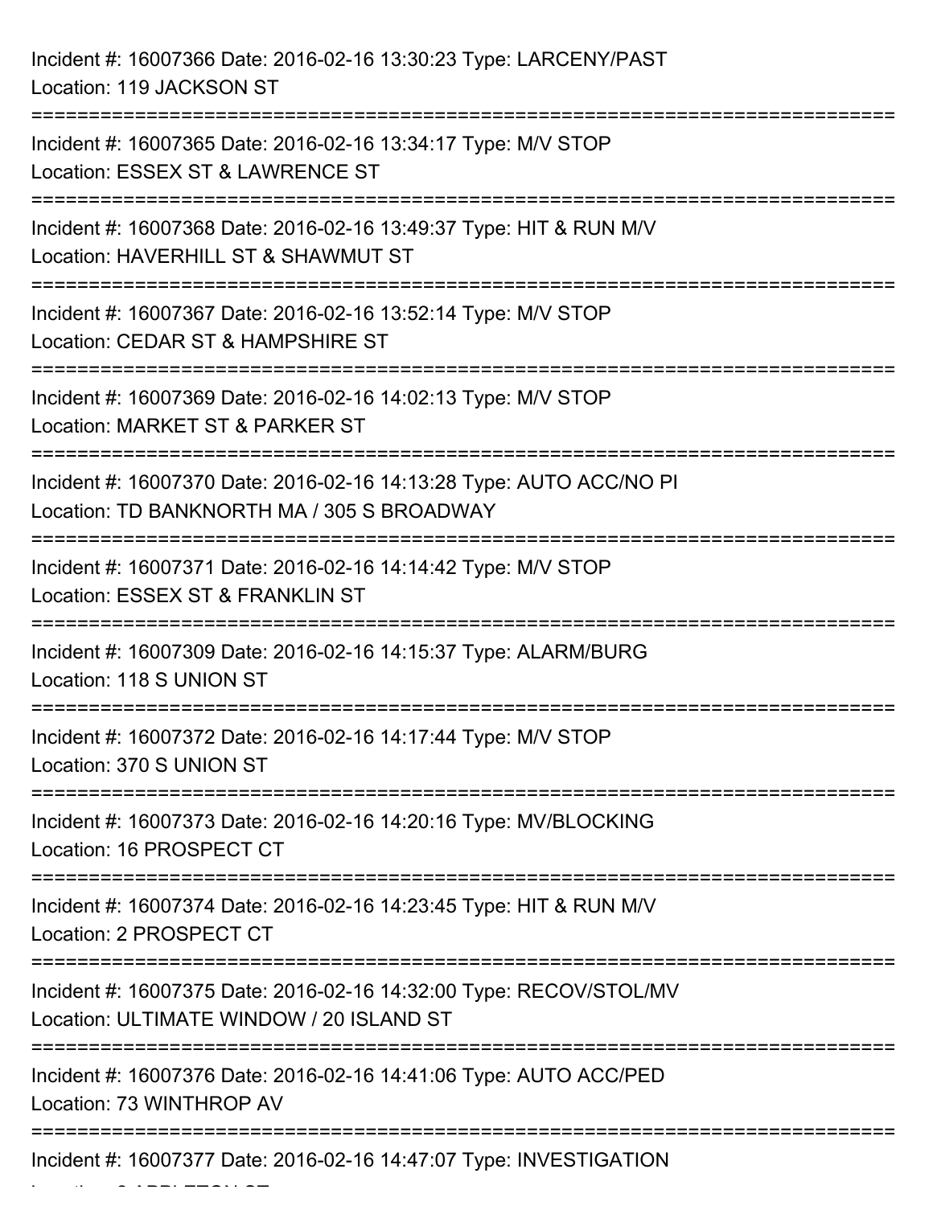Incident #: 16007366 Date: 2016-02-16 13:30:23 Type: LARCENY/PAST
Location: 119 JACKSON ST

===========================================================================

Incident #: 16007365 Date: 2016-02-16 13:34:17 Type: M/V STOP
Location: ESSEX ST & LAWRENCE ST

===========================================================================

Incident #: 16007368 Date: 2016-02-16 13:49:37 Type: HIT & RUN M/V
Location: HAVERHILL ST & SHAWMUT ST

===========================================================================

Incident #: 16007367 Date: 2016-02-16 13:52:14 Type: M/V STOP
Location: CEDAR ST & HAMPSHIRE ST

===========================================================================

Incident #: 16007369 Date: 2016-02-16 14:02:13 Type: M/V STOP
Location: MARKET ST & PARKER ST

===========================================================================

Incident #: 16007370 Date: 2016-02-16 14:13:28 Type: AUTO ACC/NO PI
Location: TD BANKNORTH MA / 305 S BROADWAY

===========================================================================

Incident #: 16007371 Date: 2016-02-16 14:14:42 Type: M/V STOP
Location: ESSEX ST & FRANKLIN ST

===========================================================================

Incident #: 16007309 Date: 2016-02-16 14:15:37 Type: ALARM/BURG
Location: 118 S UNION ST

===========================================================================

Incident #: 16007372 Date: 2016-02-16 14:17:44 Type: M/V STOP
Location: 370 S UNION ST

===========================================================================

Incident #: 16007373 Date: 2016-02-16 14:20:16 Type: MV/BLOCKING
Location: 16 PROSPECT CT

===========================================================================

Incident #: 16007374 Date: 2016-02-16 14:23:45 Type: HIT & RUN M/V
Location: 2 PROSPECT CT

===========================================================================

Incident #: 16007375 Date: 2016-02-16 14:32:00 Type: RECOV/STOL/MV
Location: ULTIMATE WINDOW / 20 ISLAND ST

===========================================================================

Incident #: 16007376 Date: 2016-02-16 14:41:06 Type: AUTO ACC/PED
Location: 73 WINTHROP AV

===========================================================================

Incident #: 16007377 Date: 2016-02-16 14:47:07 Type: INVESTIGATION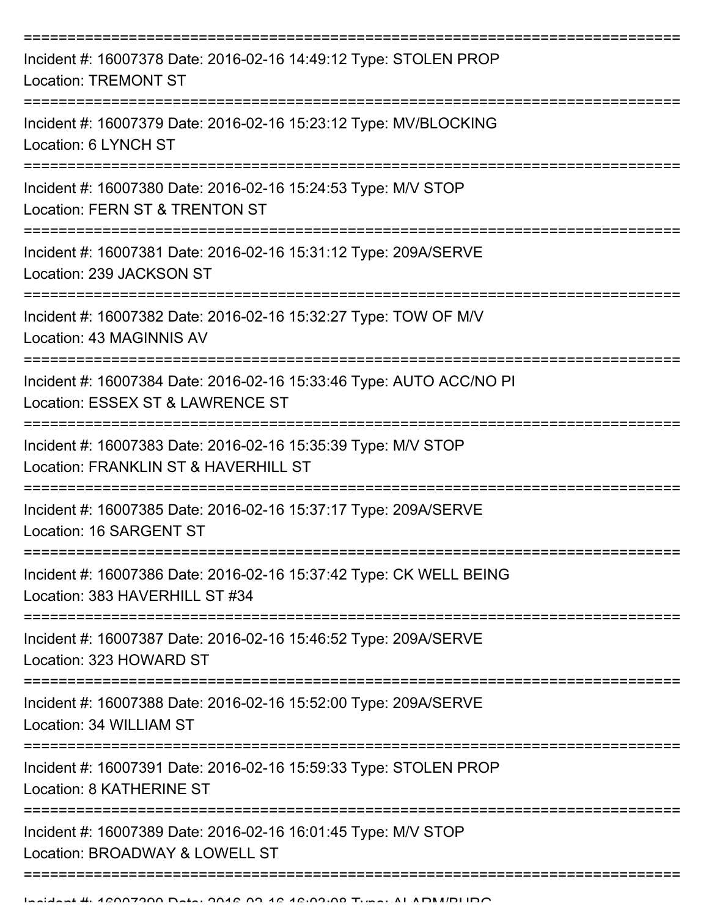Incident #: 16007378 Date: 2016-02-16 14:49:12 Type: STOLEN PROP
Location: TREMONT ST

Incident #: 16007379 Date: 2016-02-16 15:23:12 Type: MV/BLOCKING
Location: 6 LYNCH ST

Incident #: 16007380 Date: 2016-02-16 15:24:53 Type: M/V STOP
Location: FERN ST & TRENTON ST

Incident #: 16007381 Date: 2016-02-16 15:31:12 Type: 209A/SERVE
Location: 239 JACKSON ST

Incident #: 16007382 Date: 2016-02-16 15:32:27 Type: TOW OF M/V
Location: 43 MAGINNIS AV

Incident #: 16007384 Date: 2016-02-16 15:33:46 Type: AUTO ACC/NO PI
Location: ESSEX ST & LAWRENCE ST

Incident #: 16007383 Date: 2016-02-16 15:35:39 Type: M/V STOP
Location: FRANKLIN ST & HAVERHILL ST

Incident #: 16007385 Date: 2016-02-16 15:37:17 Type: 209A/SERVE
Location: 16 SARGENT ST

Incident #: 16007386 Date: 2016-02-16 15:37:42 Type: CK WELL BEING
Location: 383 HAVERHILL ST #34

Incident #: 16007387 Date: 2016-02-16 15:46:52 Type: 209A/SERVE
Location: 323 HOWARD ST

Incident #: 16007388 Date: 2016-02-16 15:52:00 Type: 209A/SERVE
Location: 34 WILLIAM ST

Incident #: 16007391 Date: 2016-02-16 15:59:33 Type: STOLEN PROP
Location: 8 KATHERINE ST

Incident #: 16007389 Date: 2016-02-16 16:01:45 Type: M/V STOP
Location: BROADWAY & LOWELL ST

Incident #: 16007390 Date: 2016-02-16 16:03:08 Type: ALARM/BURG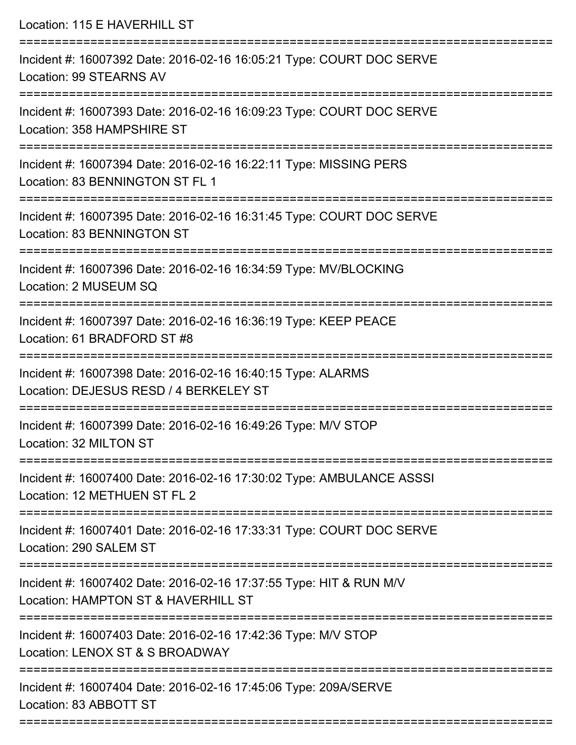Location: 115 E HAVERHILL ST

===========================================================================

Incident #: 16007392 Date: 2016-02-16 16:05:21 Type: COURT DOC SERVE
Location: 99 STEARNS AV

===========================================================================

Incident #: 16007393 Date: 2016-02-16 16:09:23 Type: COURT DOC SERVE
Location: 358 HAMPSHIRE ST

===========================================================================

Incident #: 16007394 Date: 2016-02-16 16:22:11 Type: MISSING PERS
Location: 83 BENNINGTON ST FL 1

===========================================================================

Incident #: 16007395 Date: 2016-02-16 16:31:45 Type: COURT DOC SERVE
Location: 83 BENNINGTON ST

===========================================================================

Incident #: 16007396 Date: 2016-02-16 16:34:59 Type: MV/BLOCKING
Location: 2 MUSEUM SQ

===========================================================================

Incident #: 16007397 Date: 2016-02-16 16:36:19 Type: KEEP PEACE
Location: 61 BRADFORD ST #8

===========================================================================

Incident #: 16007398 Date: 2016-02-16 16:40:15 Type: ALARMS
Location: DEJESUS RESD / 4 BERKELEY ST

===========================================================================

Incident #: 16007399 Date: 2016-02-16 16:49:26 Type: M/V STOP
Location: 32 MILTON ST

===========================================================================

Incident #: 16007400 Date: 2016-02-16 17:30:02 Type: AMBULANCE ASSSI
Location: 12 METHUEN ST FL 2

===========================================================================

Incident #: 16007401 Date: 2016-02-16 17:33:31 Type: COURT DOC SERVE
Location: 290 SALEM ST

===========================================================================

Incident #: 16007402 Date: 2016-02-16 17:37:55 Type: HIT & RUN M/V
Location: HAMPTON ST & HAVERHILL ST

===========================================================================

Incident #: 16007403 Date: 2016-02-16 17:42:36 Type: M/V STOP
Location: LENOX ST & S BROADWAY

===========================================================================

Incident #: 16007404 Date: 2016-02-16 17:45:06 Type: 209A/SERVE
Location: 83 ABBOTT ST

===========================================================================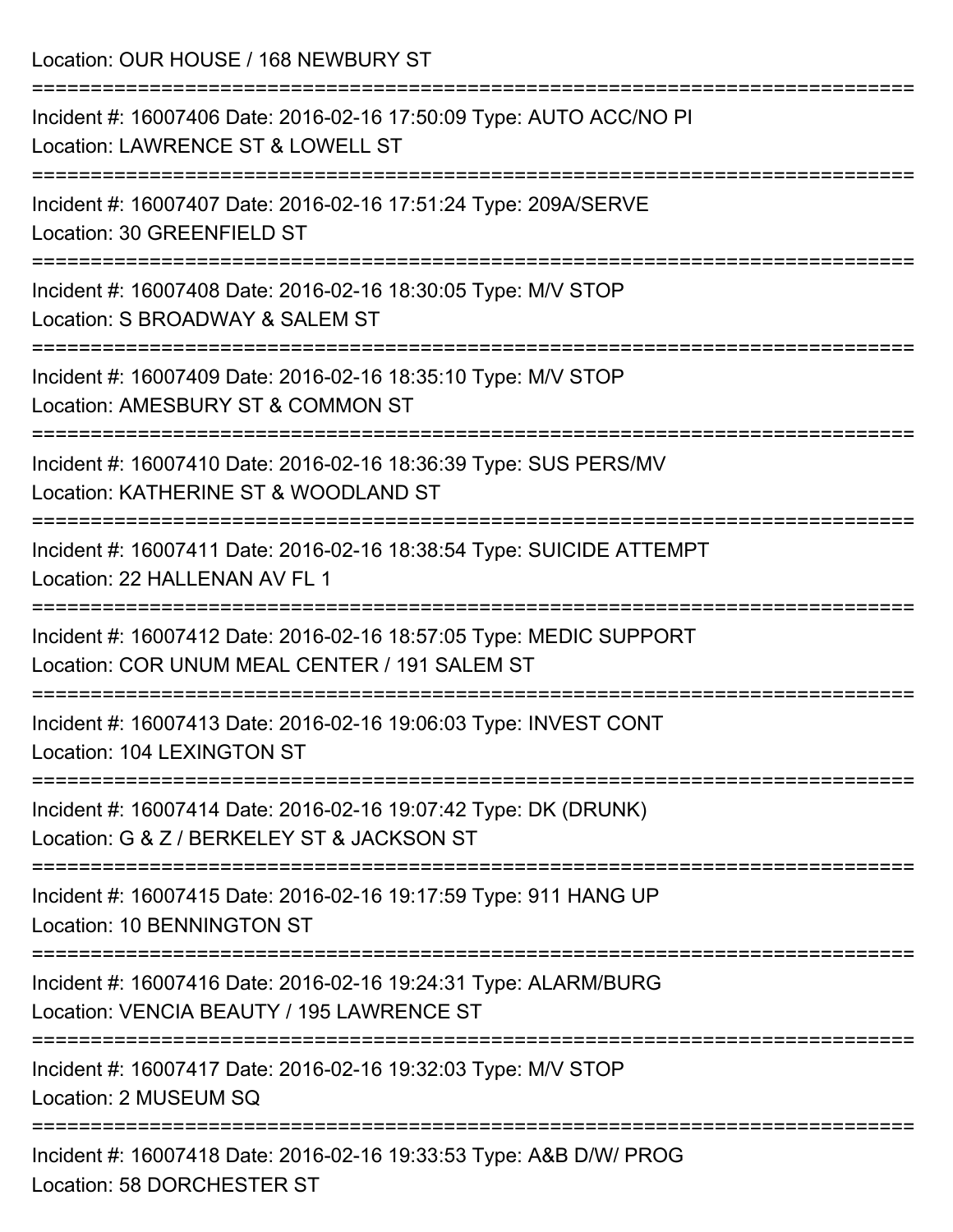Location: OUR HOUSE / 168 NEWBURY ST

===========================================================================

Incident #: 16007406 Date: 2016-02-16 17:50:09 Type: AUTO ACC/NO PI
Location: LAWRENCE ST & LOWELL ST

===========================================================================

Incident #: 16007407 Date: 2016-02-16 17:51:24 Type: 209A/SERVE
Location: 30 GREENFIELD ST

===========================================================================

Incident #: 16007408 Date: 2016-02-16 18:30:05 Type: M/V STOP
Location: S BROADWAY & SALEM ST

===========================================================================

Incident #: 16007409 Date: 2016-02-16 18:35:10 Type: M/V STOP
Location: AMESBURY ST & COMMON ST

===========================================================================

Incident #: 16007410 Date: 2016-02-16 18:36:39 Type: SUS PERS/MV
Location: KATHERINE ST & WOODLAND ST

===========================================================================

Incident #: 16007411 Date: 2016-02-16 18:38:54 Type: SUICIDE ATTEMPT
Location: 22 HALLENAN AV FL 1

===========================================================================

Incident #: 16007412 Date: 2016-02-16 18:57:05 Type: MEDIC SUPPORT
Location: COR UNUM MEAL CENTER / 191 SALEM ST

===========================================================================

Incident #: 16007413 Date: 2016-02-16 19:06:03 Type: INVEST CONT
Location: 104 LEXINGTON ST

===========================================================================

Incident #: 16007414 Date: 2016-02-16 19:07:42 Type: DK (DRUNK)
Location: G & Z / BERKELEY ST & JACKSON ST

===========================================================================

Incident #: 16007415 Date: 2016-02-16 19:17:59 Type: 911 HANG UP
Location: 10 BENNINGTON ST

===========================================================================

Incident #: 16007416 Date: 2016-02-16 19:24:31 Type: ALARM/BURG
Location: VENCIA BEAUTY / 195 LAWRENCE ST

===========================================================================

Incident #: 16007417 Date: 2016-02-16 19:32:03 Type: M/V STOP
Location: 2 MUSEUM SQ

===========================================================================

Incident #: 16007418 Date: 2016-02-16 19:33:53 Type: A&B D/W/ PROG
Location: 58 DORCHESTER ST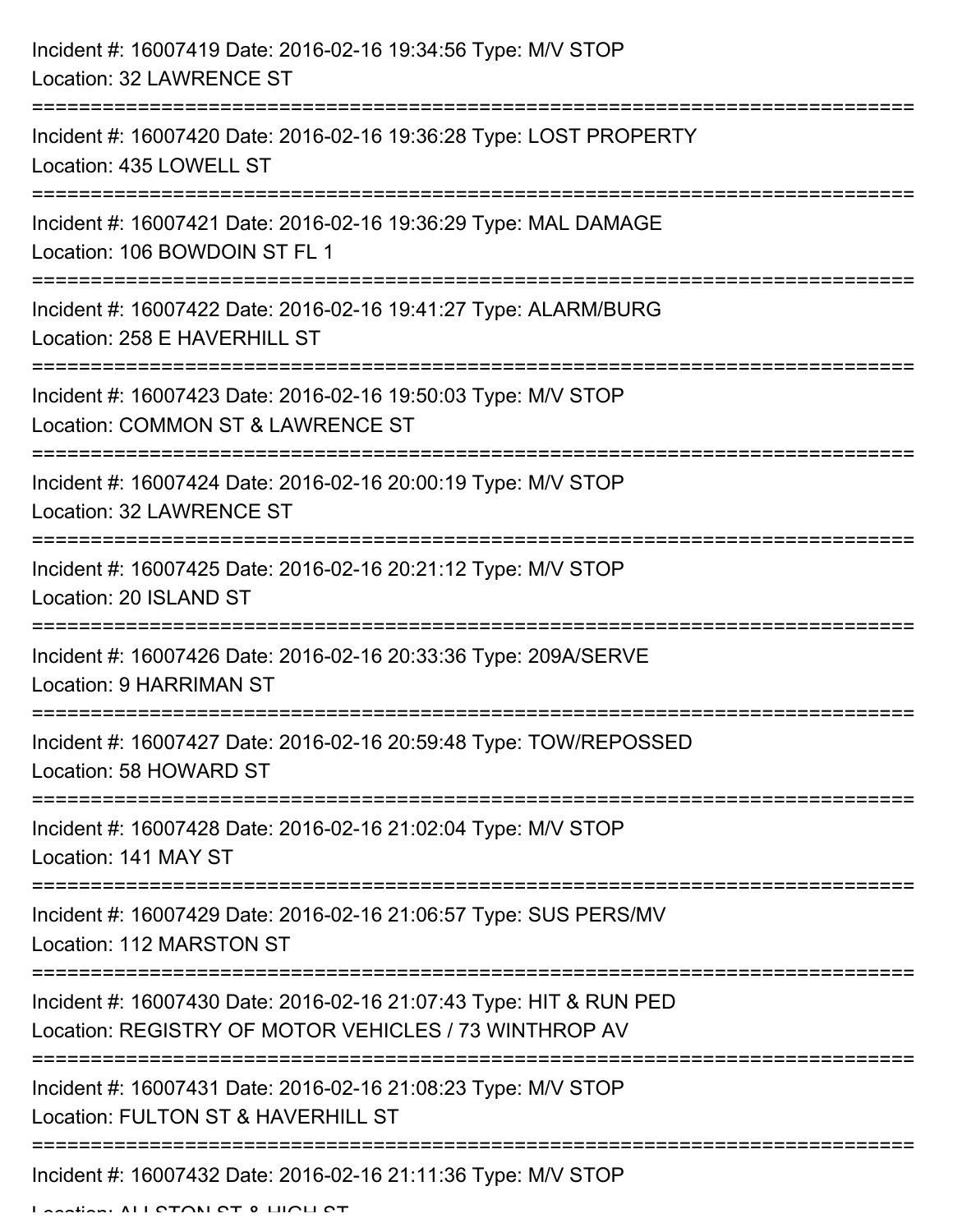Incident #: 16007419 Date: 2016-02-16 19:34:56 Type: M/V STOP
Location: 32 LAWRENCE ST

===========================================================================

Incident #: 16007420 Date: 2016-02-16 19:36:28 Type: LOST PROPERTY
Location: 435 LOWELL ST

===========================================================================

Incident #: 16007421 Date: 2016-02-16 19:36:29 Type: MAL DAMAGE
Location: 106 BOWDOIN ST FL 1

===========================================================================

Incident #: 16007422 Date: 2016-02-16 19:41:27 Type: ALARM/BURG
Location: 258 E HAVERHILL ST

===========================================================================

Incident #: 16007423 Date: 2016-02-16 19:50:03 Type: M/V STOP
Location: COMMON ST & LAWRENCE ST

===========================================================================

Incident #: 16007424 Date: 2016-02-16 20:00:19 Type: M/V STOP
Location: 32 LAWRENCE ST

===========================================================================

Incident #: 16007425 Date: 2016-02-16 20:21:12 Type: M/V STOP
Location: 20 ISLAND ST

===========================================================================

Incident #: 16007426 Date: 2016-02-16 20:33:36 Type: 209A/SERVE
Location: 9 HARRIMAN ST

===========================================================================

Incident #: 16007427 Date: 2016-02-16 20:59:48 Type: TOW/REPOSSED
Location: 58 HOWARD ST

===========================================================================

Incident #: 16007428 Date: 2016-02-16 21:02:04 Type: M/V STOP
Location: 141 MAY ST

===========================================================================

Incident #: 16007429 Date: 2016-02-16 21:06:57 Type: SUS PERS/MV
Location: 112 MARSTON ST

===========================================================================

Incident #: 16007430 Date: 2016-02-16 21:07:43 Type: HIT & RUN PED
Location: REGISTRY OF MOTOR VEHICLES / 73 WINTHROP AV

===========================================================================

Incident #: 16007431 Date: 2016-02-16 21:08:23 Type: M/V STOP
Location: FULTON ST & HAVERHILL ST

===========================================================================

Incident #: 16007432 Date: 2016-02-16 21:11:36 Type: M/V STOP
Location: ALLSTON ST & HIGH ST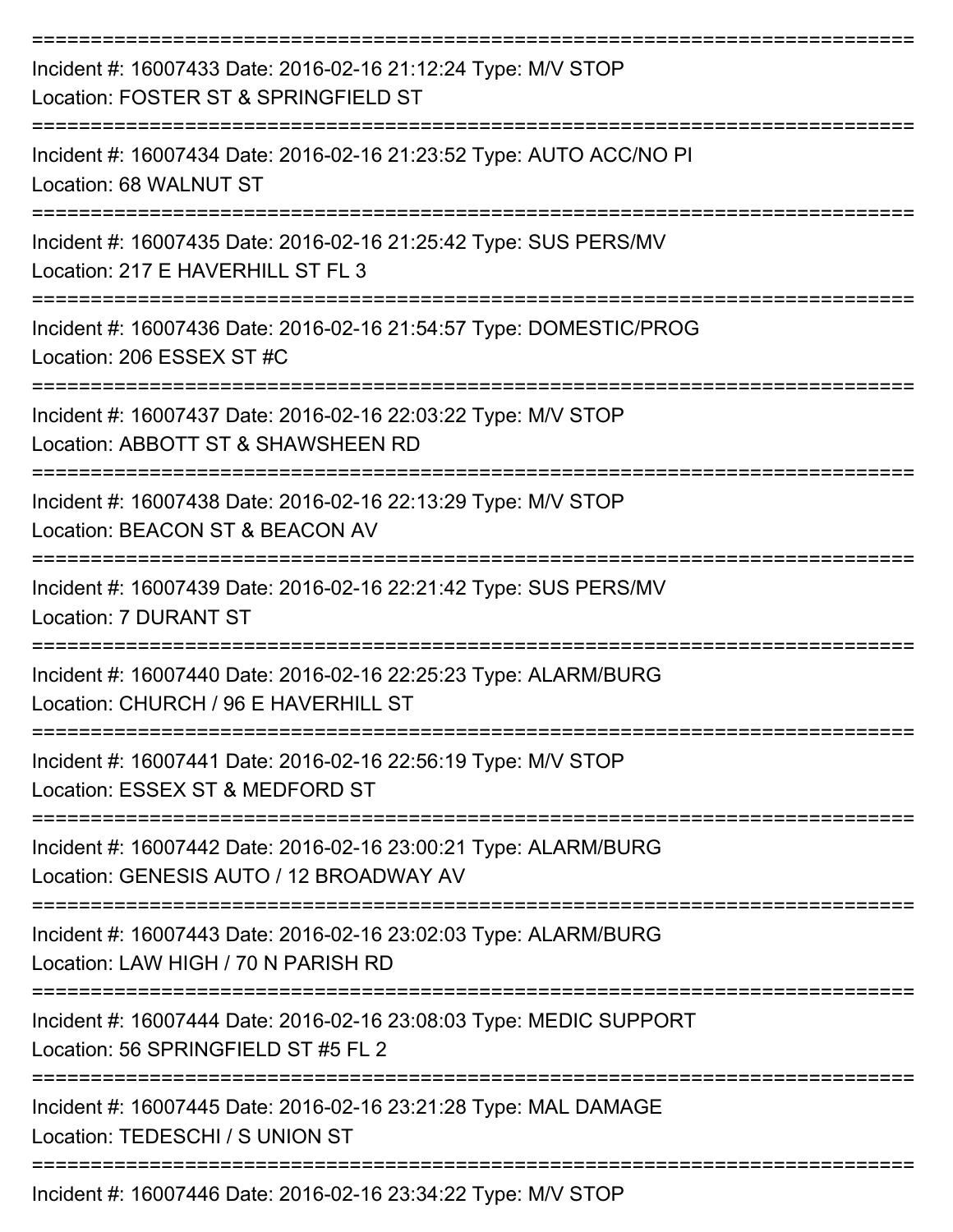===========================================================================

Incident #: 16007433 Date: 2016-02-16 21:12:24 Type: M/V STOP
Location: FOSTER ST & SPRINGFIELD ST

===========================================================================

Incident #: 16007434 Date: 2016-02-16 21:23:52 Type: AUTO ACC/NO PI
Location: 68 WALNUT ST

===========================================================================

Incident #: 16007435 Date: 2016-02-16 21:25:42 Type: SUS PERS/MV
Location: 217 E HAVERHILL ST FL 3

===========================================================================

Incident #: 16007436 Date: 2016-02-16 21:54:57 Type: DOMESTIC/PROG
Location: 206 ESSEX ST #C

===========================================================================

Incident #: 16007437 Date: 2016-02-16 22:03:22 Type: M/V STOP
Location: ABBOTT ST & SHAWSHEEN RD

===========================================================================

Incident #: 16007438 Date: 2016-02-16 22:13:29 Type: M/V STOP
Location: BEACON ST & BEACON AV

===========================================================================

Incident #: 16007439 Date: 2016-02-16 22:21:42 Type: SUS PERS/MV
Location: 7 DURANT ST

===========================================================================

Incident #: 16007440 Date: 2016-02-16 22:25:23 Type: ALARM/BURG
Location: CHURCH / 96 E HAVERHILL ST

===========================================================================

Incident #: 16007441 Date: 2016-02-16 22:56:19 Type: M/V STOP
Location: ESSEX ST & MEDFORD ST

===========================================================================

Incident #: 16007442 Date: 2016-02-16 23:00:21 Type: ALARM/BURG
Location: GENESIS AUTO / 12 BROADWAY AV

===========================================================================

Incident #: 16007443 Date: 2016-02-16 23:02:03 Type: ALARM/BURG
Location: LAW HIGH / 70 N PARISH RD

===========================================================================

Incident #: 16007444 Date: 2016-02-16 23:08:03 Type: MEDIC SUPPORT
Location: 56 SPRINGFIELD ST #5 FL 2

===========================================================================

Incident #: 16007445 Date: 2016-02-16 23:21:28 Type: MAL DAMAGE
Location: TEDESCHI / S UNION ST

===========================================================================

Incident #: 16007446 Date: 2016-02-16 23:34:22 Type: M/V STOP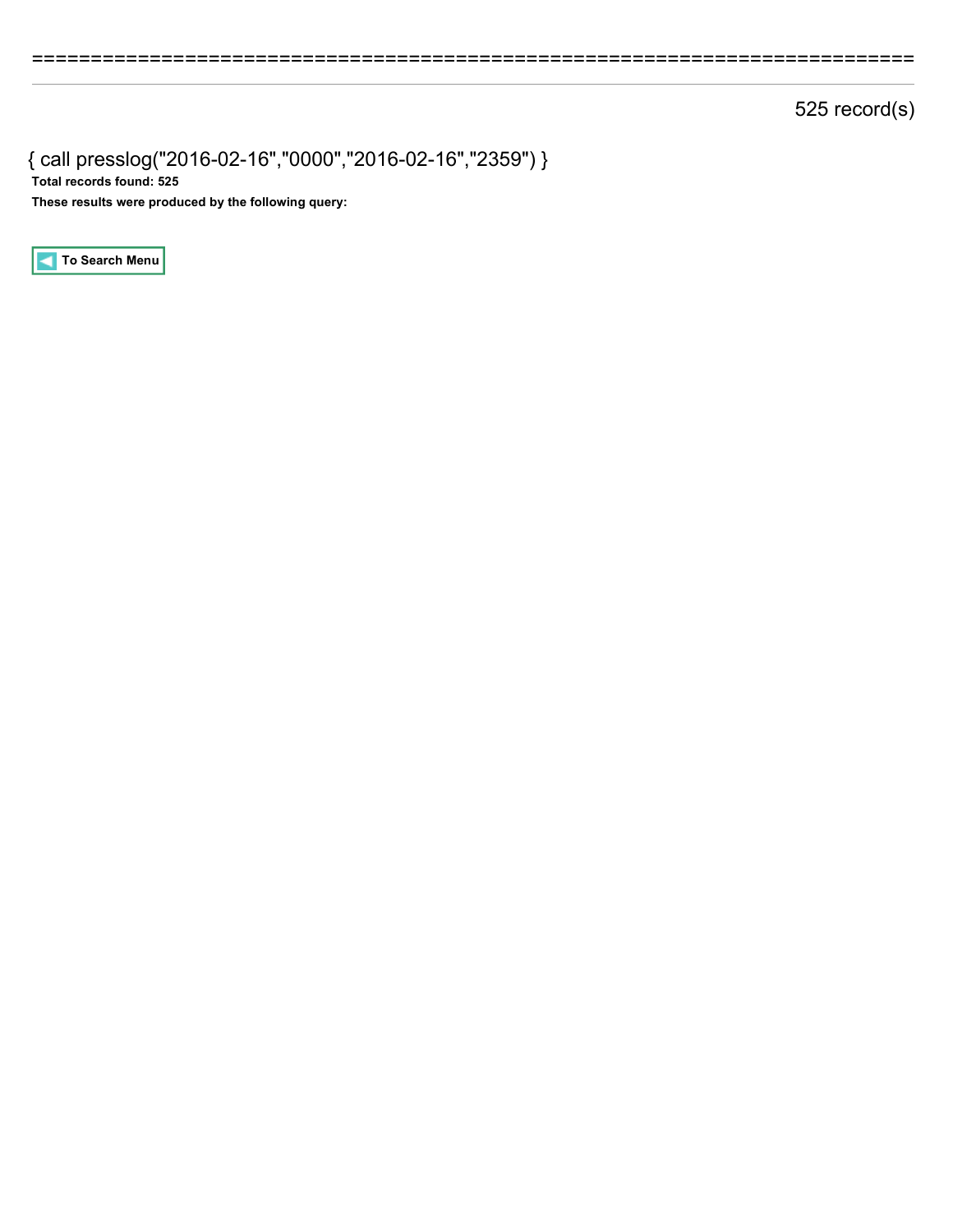==========================================================================

525 record(s)

{ call presslog("2016-02-16","0000","2016-02-16","2359") }

**Total records found: 525**

**These results were produced by the following query:**

**To Search Menu**